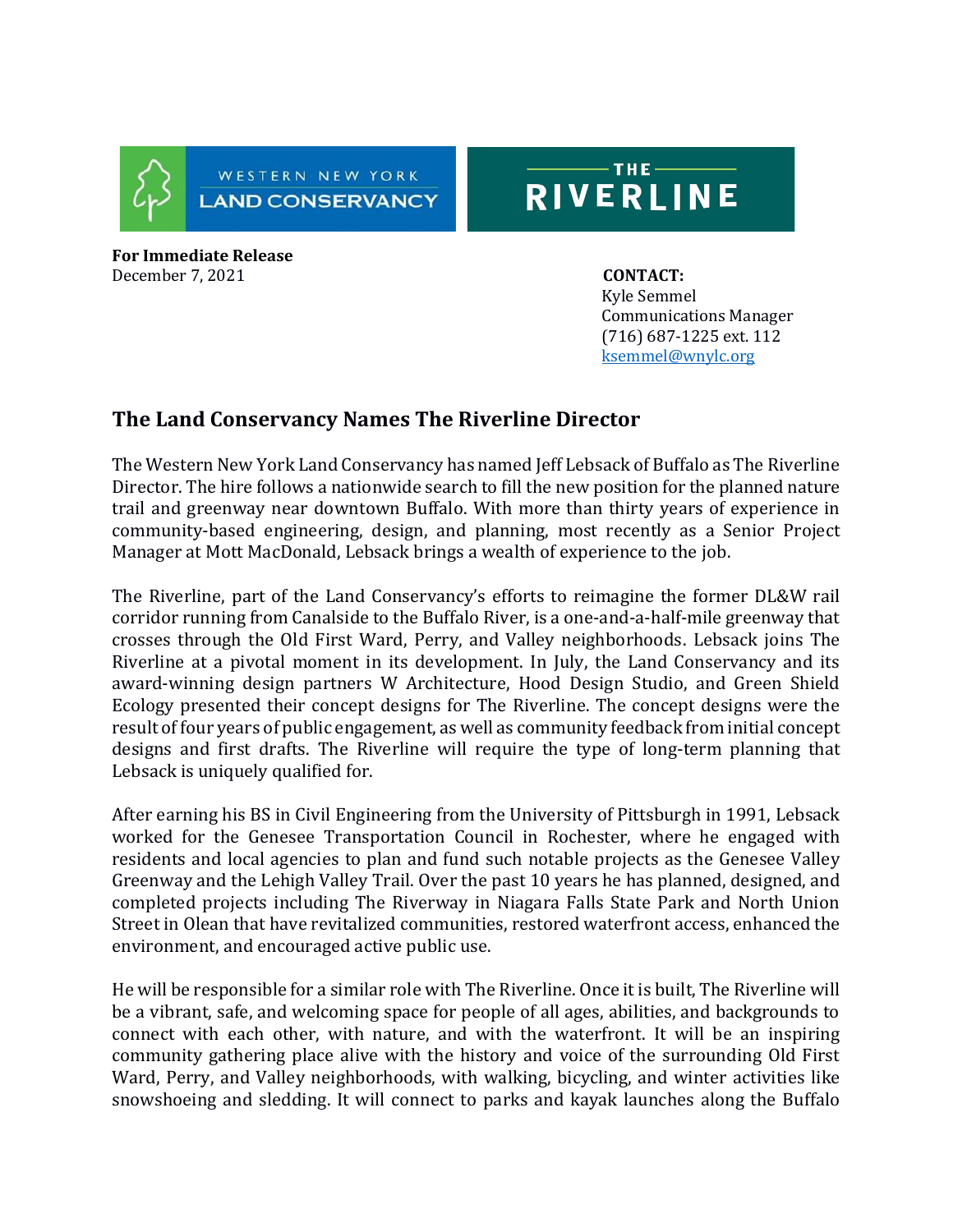WESTERN NEW YORK LAND CONSERVANCY

THE RIVERLINE

**For Immediate Release**
December 7, 2021

**CONTACT:**
Kyle Semmel
Communications Manager
(716) 687-1225 ext. 112
ksemmel@wnylc.org

## The Land Conservancy Names The Riverline Director

The Western New York Land Conservancy has named Jeff Lebsack of Buffalo as The Riverline Director. The hire follows a nationwide search to fill the new position for the planned nature trail and greenway near downtown Buffalo. With more than thirty years of experience in community-based engineering, design, and planning, most recently as a Senior Project Manager at Mott MacDonald, Lebsack brings a wealth of experience to the job.

The Riverline, part of the Land Conservancy's efforts to reimagine the former DL&W rail corridor running from Canalside to the Buffalo River, is a one-and-a-half-mile greenway that crosses through the Old First Ward, Perry, and Valley neighborhoods. Lebsack joins The Riverline at a pivotal moment in its development. In July, the Land Conservancy and its award-winning design partners W Architecture, Hood Design Studio, and Green Shield Ecology presented their concept designs for The Riverline. The concept designs were the result of four years of public engagement, as well as community feedback from initial concept designs and first drafts. The Riverline will require the type of long-term planning that Lebsack is uniquely qualified for.

After earning his BS in Civil Engineering from the University of Pittsburgh in 1991, Lebsack worked for the Genesee Transportation Council in Rochester, where he engaged with residents and local agencies to plan and fund such notable projects as the Genesee Valley Greenway and the Lehigh Valley Trail. Over the past 10 years he has planned, designed, and completed projects including The Riverway in Niagara Falls State Park and North Union Street in Olean that have revitalized communities, restored waterfront access, enhanced the environment, and encouraged active public use.

He will be responsible for a similar role with The Riverline. Once it is built, The Riverline will be a vibrant, safe, and welcoming space for people of all ages, abilities, and backgrounds to connect with each other, with nature, and with the waterfront. It will be an inspiring community gathering place alive with the history and voice of the surrounding Old First Ward, Perry, and Valley neighborhoods, with walking, bicycling, and winter activities like snowshoeing and sledding. It will connect to parks and kayak launches along the Buffalo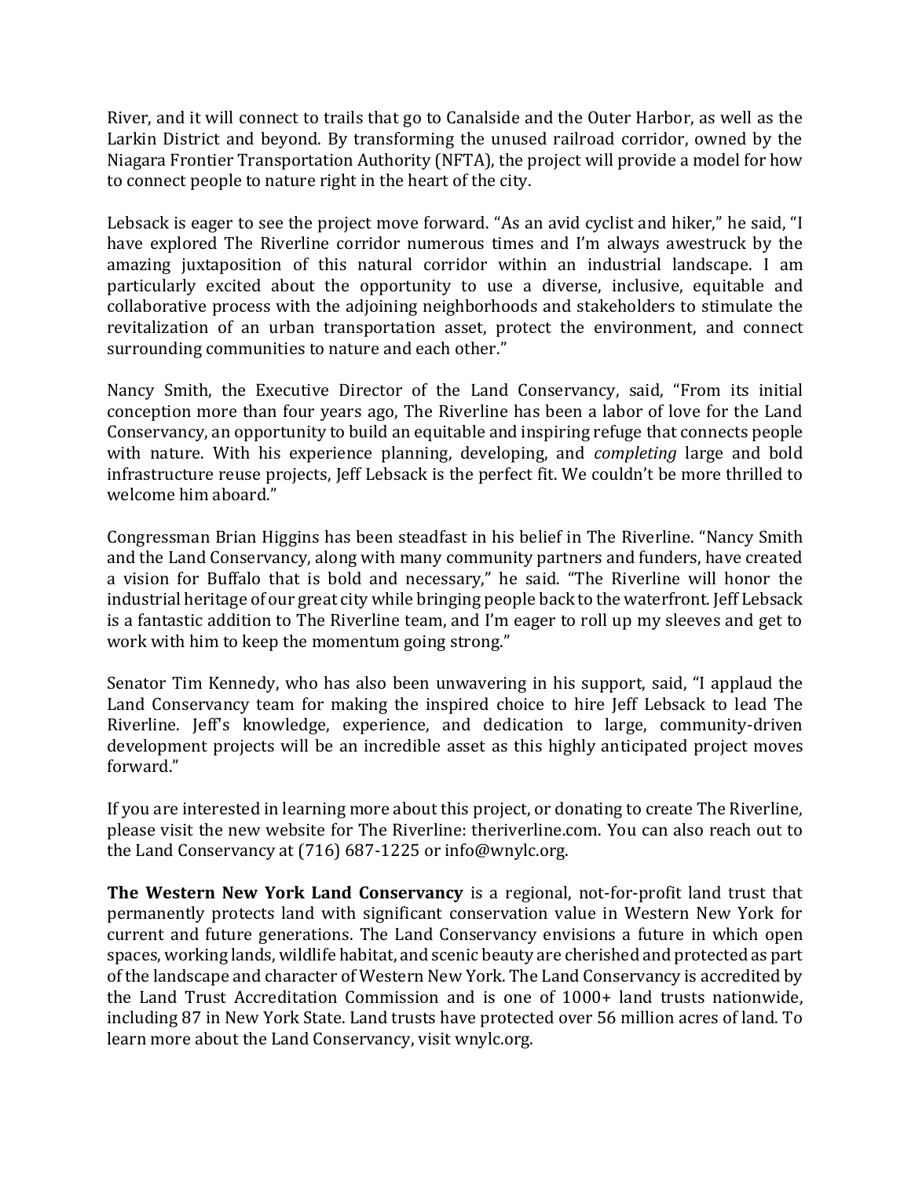River, and it will connect to trails that go to Canalside and the Outer Harbor, as well as the Larkin District and beyond. By transforming the unused railroad corridor, owned by the Niagara Frontier Transportation Authority (NFTA), the project will provide a model for how to connect people to nature right in the heart of the city.

Lebsack is eager to see the project move forward. "As an avid cyclist and hiker," he said, "I have explored The Riverline corridor numerous times and I'm always awestruck by the amazing juxtaposition of this natural corridor within an industrial landscape. I am particularly excited about the opportunity to use a diverse, inclusive, equitable and collaborative process with the adjoining neighborhoods and stakeholders to stimulate the revitalization of an urban transportation asset, protect the environment, and connect surrounding communities to nature and each other."

Nancy Smith, the Executive Director of the Land Conservancy, said, "From its initial conception more than four years ago, The Riverline has been a labor of love for the Land Conservancy, an opportunity to build an equitable and inspiring refuge that connects people with nature. With his experience planning, developing, and *completing* large and bold infrastructure reuse projects, Jeff Lebsack is the perfect fit. We couldn't be more thrilled to welcome him aboard."

Congressman Brian Higgins has been steadfast in his belief in The Riverline. "Nancy Smith and the Land Conservancy, along with many community partners and funders, have created a vision for Buffalo that is bold and necessary," he said. "The Riverline will honor the industrial heritage of our great city while bringing people back to the waterfront. Jeff Lebsack is a fantastic addition to The Riverline team, and I'm eager to roll up my sleeves and get to work with him to keep the momentum going strong."

Senator Tim Kennedy, who has also been unwavering in his support, said, "I applaud the Land Conservancy team for making the inspired choice to hire Jeff Lebsack to lead The Riverline. Jeff's knowledge, experience, and dedication to large, community-driven development projects will be an incredible asset as this highly anticipated project moves forward."

If you are interested in learning more about this project, or donating to create The Riverline, please visit the new website for The Riverline: theriverline.com. You can also reach out to the Land Conservancy at (716) 687-1225 or info@wnylc.org.

**The Western New York Land Conservancy** is a regional, not-for-profit land trust that permanently protects land with significant conservation value in Western New York for current and future generations. The Land Conservancy envisions a future in which open spaces, working lands, wildlife habitat, and scenic beauty are cherished and protected as part of the landscape and character of Western New York. The Land Conservancy is accredited by the Land Trust Accreditation Commission and is one of 1000+ land trusts nationwide, including 87 in New York State. Land trusts have protected over 56 million acres of land. To learn more about the Land Conservancy, visit wnylc.org.